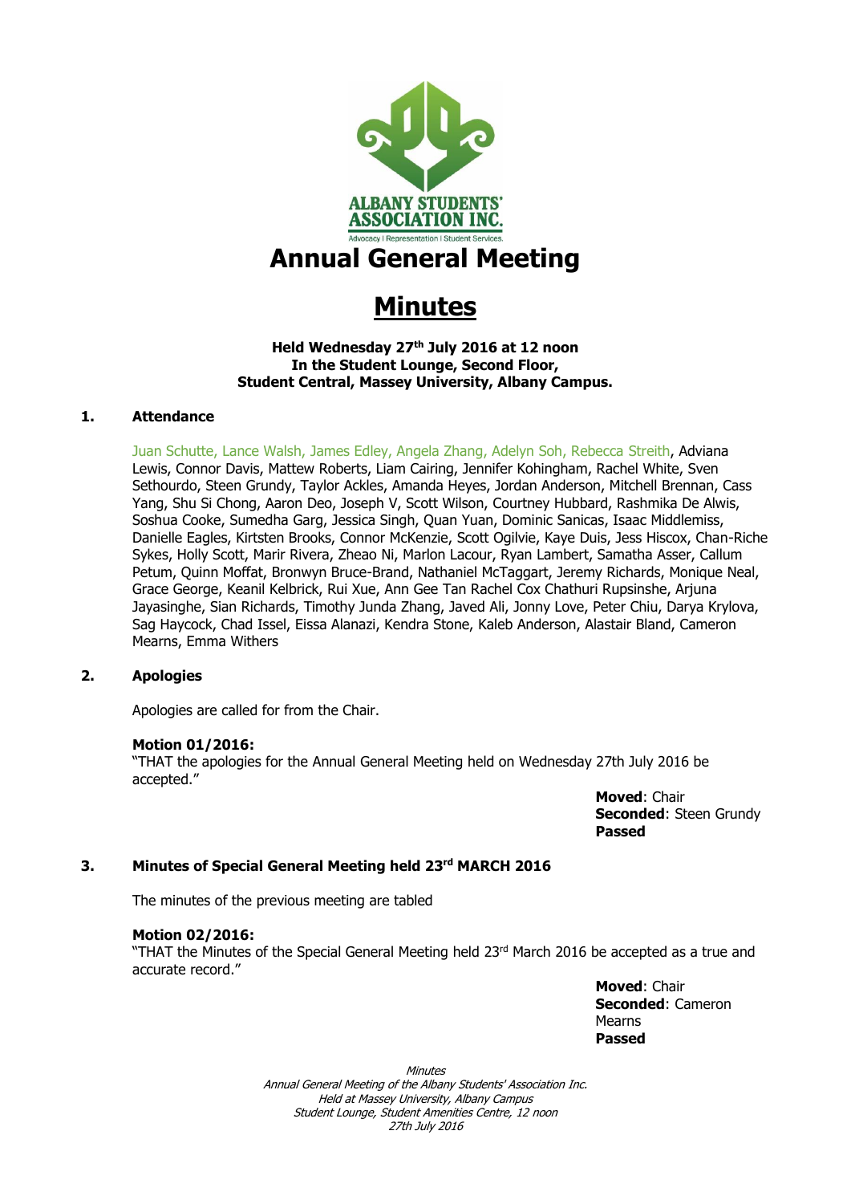ALBANY STUDENTS' ASSOCIATION INC.

Advocacy | Representation | Student Services.

# Annual General Meeting

# Minutes

**Held Wednesday 27th July 2016 at 12 noon**
**In the Student Lounge, Second Floor,**
**Student Central, Massey University, Albany Campus.**

## 1. Attendance

Juan Schutte, Lance Walsh, James Edley, Angela Zhang, Adelyn Soh, Rebecca Streith, Adviana Lewis, Connor Davis, Mattew Roberts, Liam Cairing, Jennifer Kohingham, Rachel White, Sven Sethourdo, Steen Grundy, Taylor Ackles, Amanda Heyes, Jordan Anderson, Mitchell Brennan, Cass Yang, Shu Si Chong, Aaron Deo, Joseph V, Scott Wilson, Courtney Hubbard, Rashmika De Alwis, Soshua Cooke, Sumedha Garg, Jessica Singh, Quan Yuan, Dominic Sanicas, Isaac Middlemiss, Danielle Eagles, Kirtsten Brooks, Connor McKenzie, Scott Ogilvie, Kaye Duis, Jess Hiscox, Chan-Riche Sykes, Holly Scott, Marir Rivera, Zheao Ni, Marlon Lacour, Ryan Lambert, Samatha Asser, Callum Petum, Quinn Moffat, Bronwyn Bruce-Brand, Nathaniel McTaggart, Jeremy Richards, Monique Neal, Grace George, Keanil Kelbrick, Rui Xue, Ann Gee Tan Rachel Cox Chathuri Rupsinshe, Arjuna Jayasinghe, Sian Richards, Timothy Junda Zhang, Javed Ali, Jonny Love, Peter Chiu, Darya Krylova, Sag Haycock, Chad Issel, Eissa Alanazi, Kendra Stone, Kaleb Anderson, Alastair Bland, Cameron Mearns, Emma Withers

## 2. Apologies

Apologies are called for from the Chair.

**Motion 01/2016:**
"THAT the apologies for the Annual General Meeting held on Wednesday 27th July 2016 be accepted."

**Moved**: Chair
**Seconded**: Steen Grundy
**Passed**

## 3. Minutes of Special General Meeting held 23rd MARCH 2016

The minutes of the previous meeting are tabled

**Motion 02/2016:**
"THAT the Minutes of the Special General Meeting held 23rd March 2016 be accepted as a true and accurate record."

**Moved**: Chair
**Seconded**: Cameron Mearns
**Passed**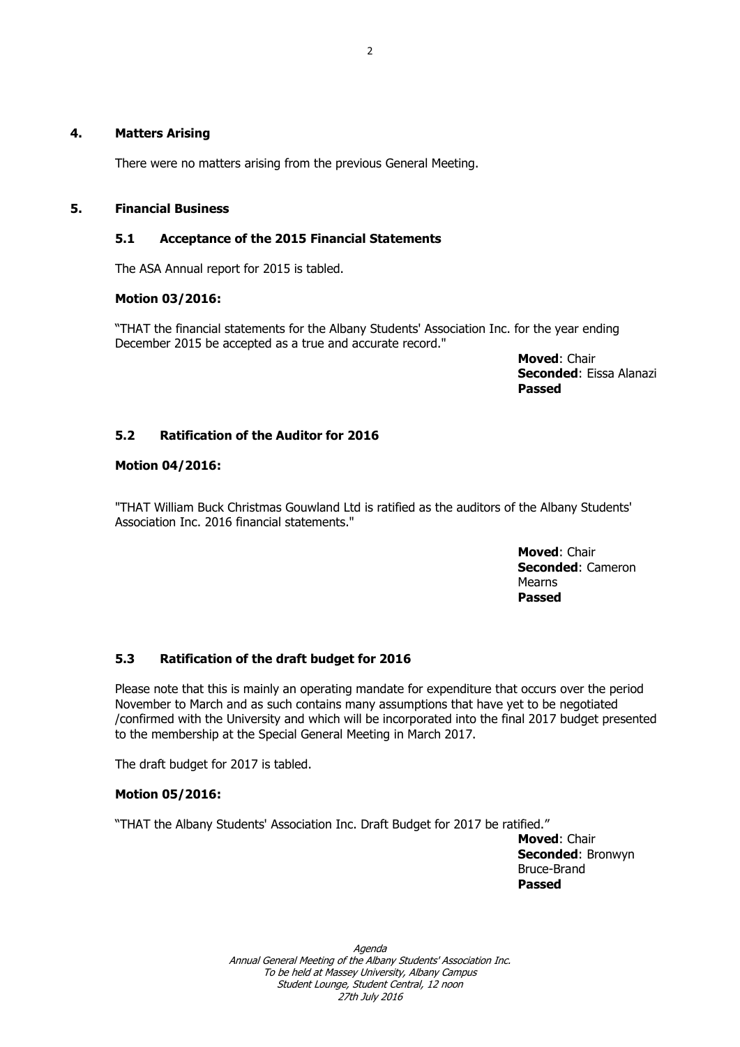## 4. Matters Arising

There were no matters arising from the previous General Meeting.

## 5. Financial Business

### 5.1 Acceptance of the 2015 Financial Statements

The ASA Annual report for 2015 is tabled.

**Motion 03/2016:**

"THAT the financial statements for the Albany Students' Association Inc. for the year ending December 2015 be accepted as a true and accurate record."

**Moved**: Chair
**Seconded**: Eissa Alanazi
**Passed**

### 5.2 Ratification of the Auditor for 2016

**Motion 04/2016:**

"THAT William Buck Christmas Gouwland Ltd is ratified as the auditors of the Albany Students' Association Inc. 2016 financial statements."

**Moved**: Chair
**Seconded**: Cameron Mearns
**Passed**

### 5.3 Ratification of the draft budget for 2016

Please note that this is mainly an operating mandate for expenditure that occurs over the period November to March and as such contains many assumptions that have yet to be negotiated /confirmed with the University and which will be incorporated into the final 2017 budget presented to the membership at the Special General Meeting in March 2017.

The draft budget for 2017 is tabled.

**Motion 05/2016:**

"THAT the Albany Students' Association Inc. Draft Budget for 2017 be ratified."

**Moved**: Chair
**Seconded**: Bronwyn Bruce-Brand
**Passed**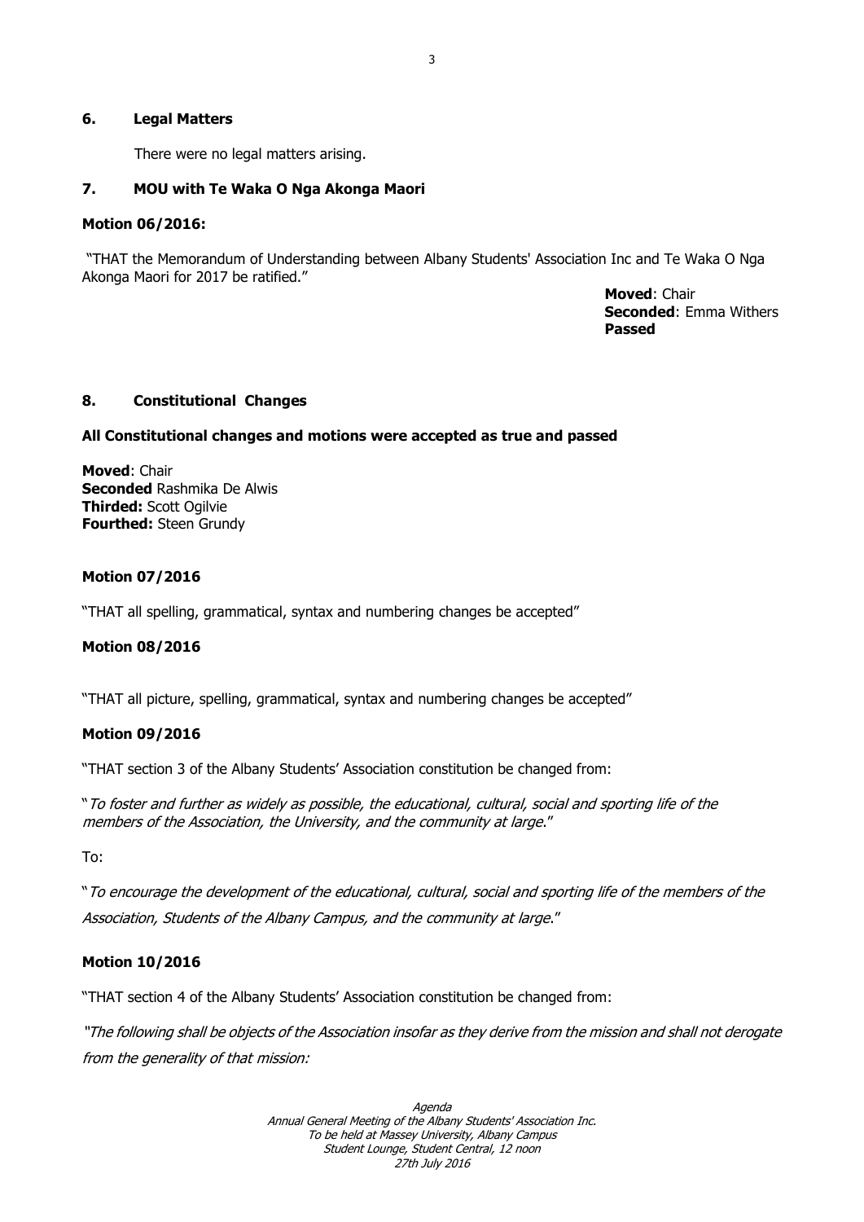## 6. Legal Matters

There were no legal matters arising.

## 7. MOU with Te Waka O Nga Akonga Maori

**Motion 06/2016:**

"THAT the Memorandum of Understanding between Albany Students' Association Inc and Te Waka O Nga Akonga Maori for 2017 be ratified."

**Moved**: Chair
**Seconded**: Emma Withers
**Passed**

## 8. Constitutional Changes

**All Constitutional changes and motions were accepted as true and passed**

**Moved**: Chair
**Seconded** Rashmika De Alwis
**Thirded:** Scott Ogilvie
**Fourthed:** Steen Grundy

**Motion 07/2016**

"THAT all spelling, grammatical, syntax and numbering changes be accepted"

**Motion 08/2016**

"THAT all picture, spelling, grammatical, syntax and numbering changes be accepted"

**Motion 09/2016**

"THAT section 3 of the Albany Students' Association constitution be changed from:

"*To foster and further as widely as possible, the educational, cultural, social and sporting life of the members of the Association, the University, and the community at large*."

To:

"*To encourage the development of the educational, cultural, social and sporting life of the members of the Association, Students of the Albany Campus, and the community at large*."

**Motion 10/2016**

"THAT section 4 of the Albany Students' Association constitution be changed from:

*"The following shall be objects of the Association insofar as they derive from the mission and shall not derogate from the generality of that mission:*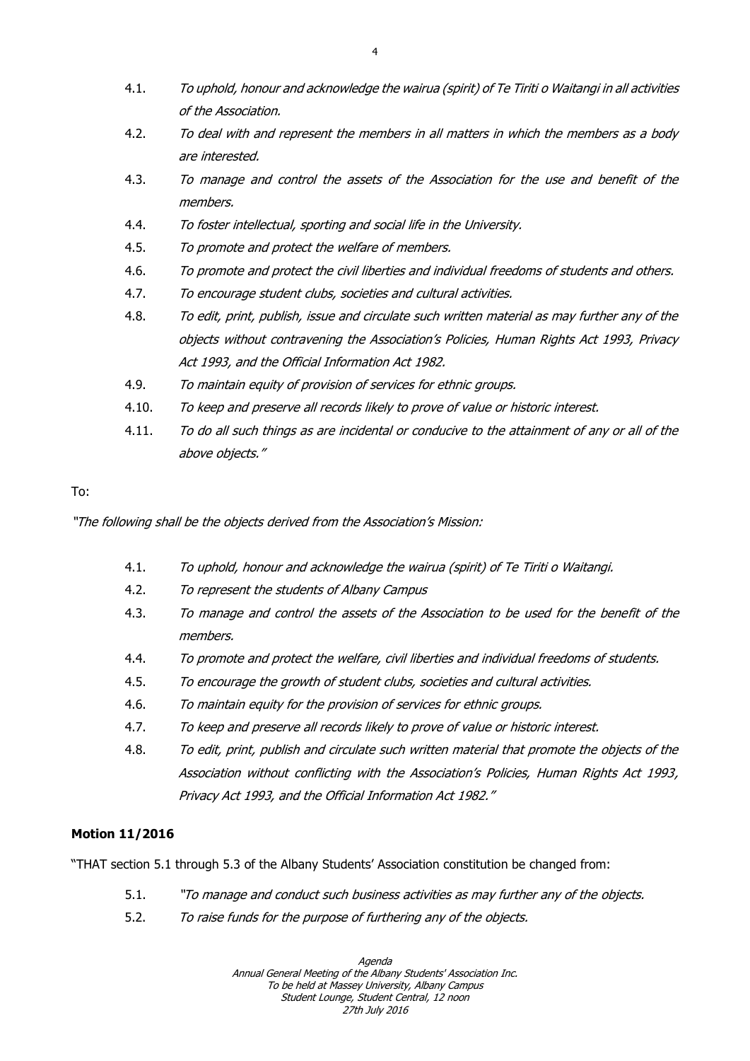4.1. *To uphold, honour and acknowledge the wairua (spirit) of Te Tiriti o Waitangi in all activities of the Association.*

4.2. *To deal with and represent the members in all matters in which the members as a body are interested.*

4.3. *To manage and control the assets of the Association for the use and benefit of the members.*

4.4. *To foster intellectual, sporting and social life in the University.*

4.5. *To promote and protect the welfare of members.*

4.6. *To promote and protect the civil liberties and individual freedoms of students and others.*

4.7. *To encourage student clubs, societies and cultural activities.*

4.8. *To edit, print, publish, issue and circulate such written material as may further any of the objects without contravening the Association's Policies, Human Rights Act 1993, Privacy Act 1993, and the Official Information Act 1982.*

4.9. *To maintain equity of provision of services for ethnic groups.*

4.10. *To keep and preserve all records likely to prove of value or historic interest.*

4.11. *To do all such things as are incidental or conducive to the attainment of any or all of the above objects."*

To:

*"The following shall be the objects derived from the Association's Mission:*

4.1. *To uphold, honour and acknowledge the wairua (spirit) of Te Tiriti o Waitangi.*

4.2. *To represent the students of Albany Campus*

4.3. *To manage and control the assets of the Association to be used for the benefit of the members.*

4.4. *To promote and protect the welfare, civil liberties and individual freedoms of students.*

4.5. *To encourage the growth of student clubs, societies and cultural activities.*

4.6. *To maintain equity for the provision of services for ethnic groups.*

4.7. *To keep and preserve all records likely to prove of value or historic interest.*

4.8. *To edit, print, publish and circulate such written material that promote the objects of the Association without conflicting with the Association's Policies, Human Rights Act 1993, Privacy Act 1993, and the Official Information Act 1982."*

**Motion 11/2016**

"THAT section 5.1 through 5.3 of the Albany Students' Association constitution be changed from:

5.1. *"To manage and conduct such business activities as may further any of the objects.*

5.2. *To raise funds for the purpose of furthering any of the objects.*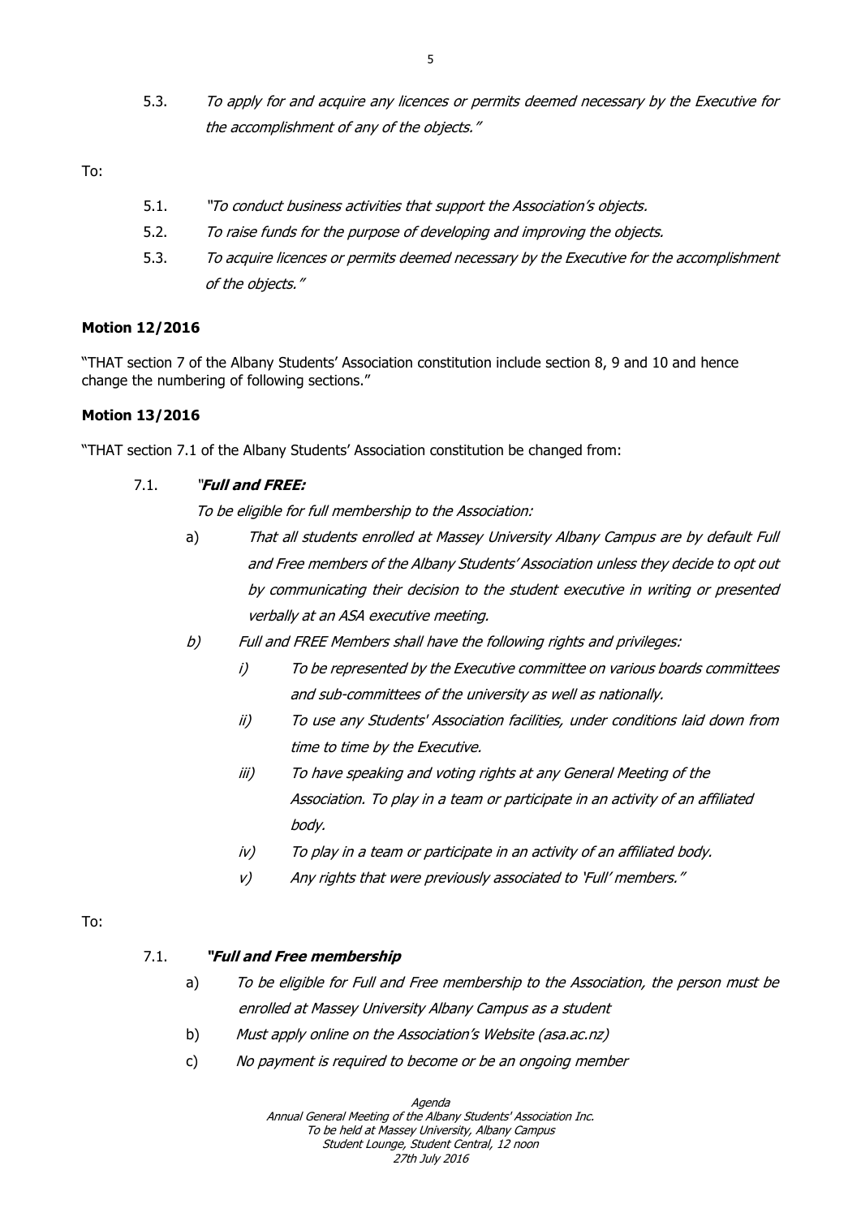5.3. *To apply for and acquire any licences or permits deemed necessary by the Executive for the accomplishment of any of the objects."*

To:

5.1. *"To conduct business activities that support the Association's objects.*

5.2. *To raise funds for the purpose of developing and improving the objects.*

5.3. *To acquire licences or permits deemed necessary by the Executive for the accomplishment of the objects."*

**Motion 12/2016**

"THAT section 7 of the Albany Students' Association constitution include section 8, 9 and 10 and hence change the numbering of following sections."

**Motion 13/2016**

"THAT section 7.1 of the Albany Students' Association constitution be changed from:

7.1. *"**Full and FREE:***

*To be eligible for full membership to the Association:*

a) *That all students enrolled at Massey University Albany Campus are by default Full and Free members of the Albany Students' Association unless they decide to opt out by communicating their decision to the student executive in writing or presented verbally at an ASA executive meeting.*

b) *Full and FREE Members shall have the following rights and privileges:*

   i) *To be represented by the Executive committee on various boards committees and sub-committees of the university as well as nationally.*

   ii) *To use any Students' Association facilities, under conditions laid down from time to time by the Executive.*

   iii) *To have speaking and voting rights at any General Meeting of the Association. To play in a team or participate in an activity of an affiliated body.*

   iv) *To play in a team or participate in an activity of an affiliated body.*

   v) *Any rights that were previously associated to 'Full' members."*

To:

7.1. ***"Full and Free membership***

a) *To be eligible for Full and Free membership to the Association, the person must be enrolled at Massey University Albany Campus as a student*

b) *Must apply online on the Association's Website (asa.ac.nz)*

c) *No payment is required to become or be an ongoing member*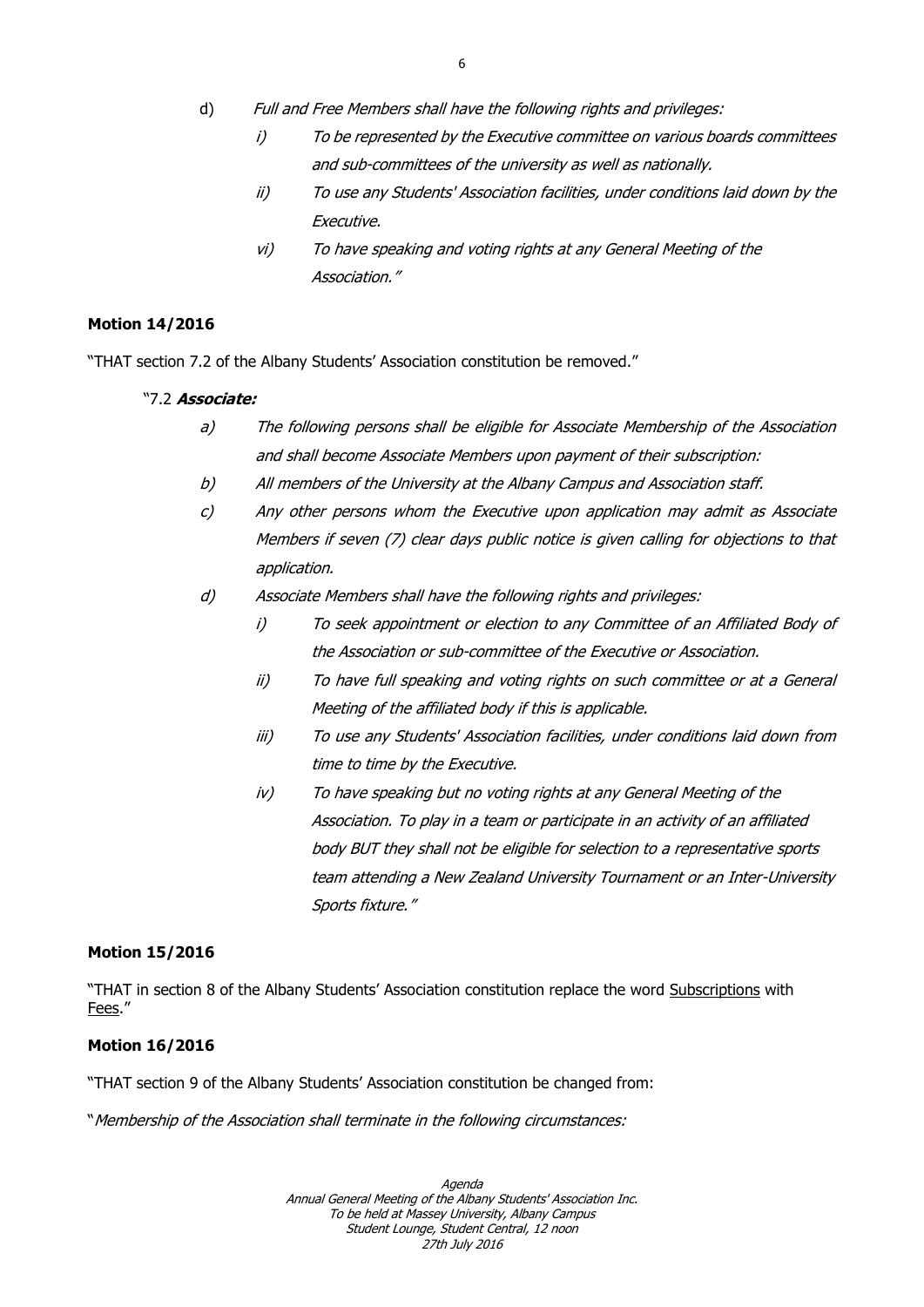d) *Full and Free Members shall have the following rights and privileges:*

   i) *To be represented by the Executive committee on various boards committees and sub-committees of the university as well as nationally.*

   ii) *To use any Students' Association facilities, under conditions laid down by the Executive.*

   vi) *To have speaking and voting rights at any General Meeting of the Association."*

**Motion 14/2016**

"THAT section 7.2 of the Albany Students' Association constitution be removed."

"7.2 ***Associate:***

a) *The following persons shall be eligible for Associate Membership of the Association and shall become Associate Members upon payment of their subscription:*

b) *All members of the University at the Albany Campus and Association staff.*

c) *Any other persons whom the Executive upon application may admit as Associate Members if seven (7) clear days public notice is given calling for objections to that application.*

d) *Associate Members shall have the following rights and privileges:*

   i) *To seek appointment or election to any Committee of an Affiliated Body of the Association or sub-committee of the Executive or Association.*

   ii) *To have full speaking and voting rights on such committee or at a General Meeting of the affiliated body if this is applicable.*

   iii) *To use any Students' Association facilities, under conditions laid down from time to time by the Executive.*

   iv) *To have speaking but no voting rights at any General Meeting of the Association. To play in a team or participate in an activity of an affiliated body BUT they shall not be eligible for selection to a representative sports team attending a New Zealand University Tournament or an Inter-University Sports fixture."*

**Motion 15/2016**

"THAT in section 8 of the Albany Students' Association constitution replace the word <u>Subscriptions</u> with <u>Fees</u>."

**Motion 16/2016**

"THAT section 9 of the Albany Students' Association constitution be changed from:

"*Membership of the Association shall terminate in the following circumstances:*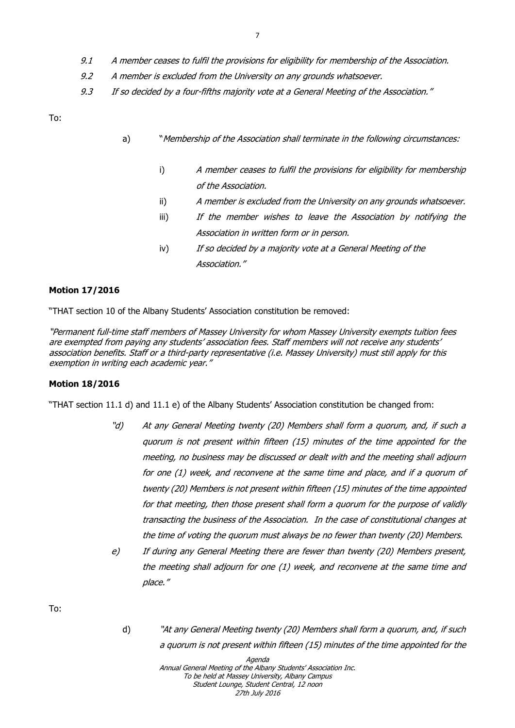*9.1 A member ceases to fulfil the provisions for eligibility for membership of the Association.*

*9.2 A member is excluded from the University on any grounds whatsoever.*

*9.3 If so decided by a four-fifths majority vote at a General Meeting of the Association."*

To:

a) "*Membership of the Association shall terminate in the following circumstances:*

i) *A member ceases to fulfil the provisions for eligibility for membership of the Association.*

ii) *A member is excluded from the University on any grounds whatsoever.*

iii) *If the member wishes to leave the Association by notifying the Association in written form or in person.*

iv) *If so decided by a majority vote at a General Meeting of the Association."*

**Motion 17/2016**

"THAT section 10 of the Albany Students' Association constitution be removed:

*"Permanent full-time staff members of Massey University for whom Massey University exempts tuition fees are exempted from paying any students' association fees. Staff members will not receive any students' association benefits. Staff or a third-party representative (i.e. Massey University) must still apply for this exemption in writing each academic year."*

**Motion 18/2016**

"THAT section 11.1 d) and 11.1 e) of the Albany Students' Association constitution be changed from:

*"d) At any General Meeting twenty (20) Members shall form a quorum, and, if such a quorum is not present within fifteen (15) minutes of the time appointed for the meeting, no business may be discussed or dealt with and the meeting shall adjourn for one (1) week, and reconvene at the same time and place, and if a quorum of twenty (20) Members is not present within fifteen (15) minutes of the time appointed for that meeting, then those present shall form a quorum for the purpose of validly transacting the business of the Association. In the case of constitutional changes at the time of voting the quorum must always be no fewer than twenty (20) Members.*

*e) If during any General Meeting there are fewer than twenty (20) Members present, the meeting shall adjourn for one (1) week, and reconvene at the same time and place."*

To:

d) *"At any General Meeting twenty (20) Members shall form a quorum, and, if such a quorum is not present within fifteen (15) minutes of the time appointed for the*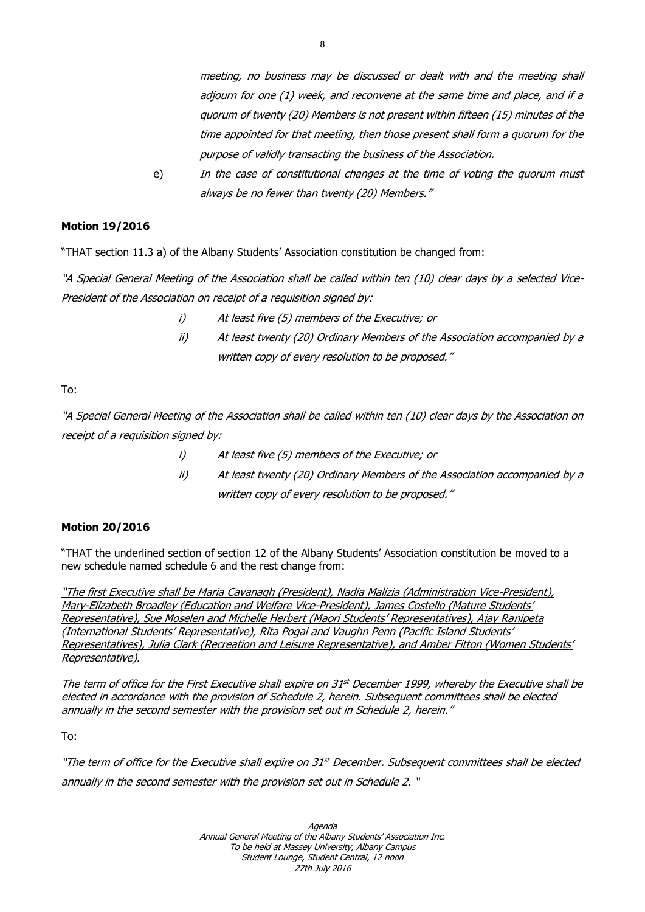*meeting, no business may be discussed or dealt with and the meeting shall adjourn for one (1) week, and reconvene at the same time and place, and if a quorum of twenty (20) Members is not present within fifteen (15) minutes of the time appointed for that meeting, then those present shall form a quorum for the purpose of validly transacting the business of the Association.*

e) *In the case of constitutional changes at the time of voting the quorum must always be no fewer than twenty (20) Members."*

**Motion 19/2016**

"THAT section 11.3 a) of the Albany Students' Association constitution be changed from:

*"A Special General Meeting of the Association shall be called within ten (10) clear days by a selected Vice-President of the Association on receipt of a requisition signed by:*

*i) At least five (5) members of the Executive; or*

*ii) At least twenty (20) Ordinary Members of the Association accompanied by a written copy of every resolution to be proposed."*

To:

*"A Special General Meeting of the Association shall be called within ten (10) clear days by the Association on receipt of a requisition signed by:*

*i) At least five (5) members of the Executive; or*

*ii) At least twenty (20) Ordinary Members of the Association accompanied by a written copy of every resolution to be proposed."*

**Motion 20/2016**

"THAT the underlined section of section 12 of the Albany Students' Association constitution be moved to a new schedule named schedule 6 and the rest change from:

<u>*"The first Executive shall be Maria Cavanagh (President), Nadia Malizia (Administration Vice-President), Mary-Elizabeth Broadley (Education and Welfare Vice-President), James Costello (Mature Students' Representative), Sue Moselen and Michelle Herbert (Maori Students' Representatives), Ajay Ranipeta (International Students' Representative), Rita Pogai and Vaughn Penn (Pacific Island Students' Representatives), Julia Clark (Recreation and Leisure Representative), and Amber Fitton (Women Students' Representative).*</u>

*The term of office for the First Executive shall expire on 31st December 1999, whereby the Executive shall be elected in accordance with the provision of Schedule 2, herein. Subsequent committees shall be elected annually in the second semester with the provision set out in Schedule 2, herein."*

To:

*"The term of office for the Executive shall expire on 31st December. Subsequent committees shall be elected annually in the second semester with the provision set out in Schedule 2. "*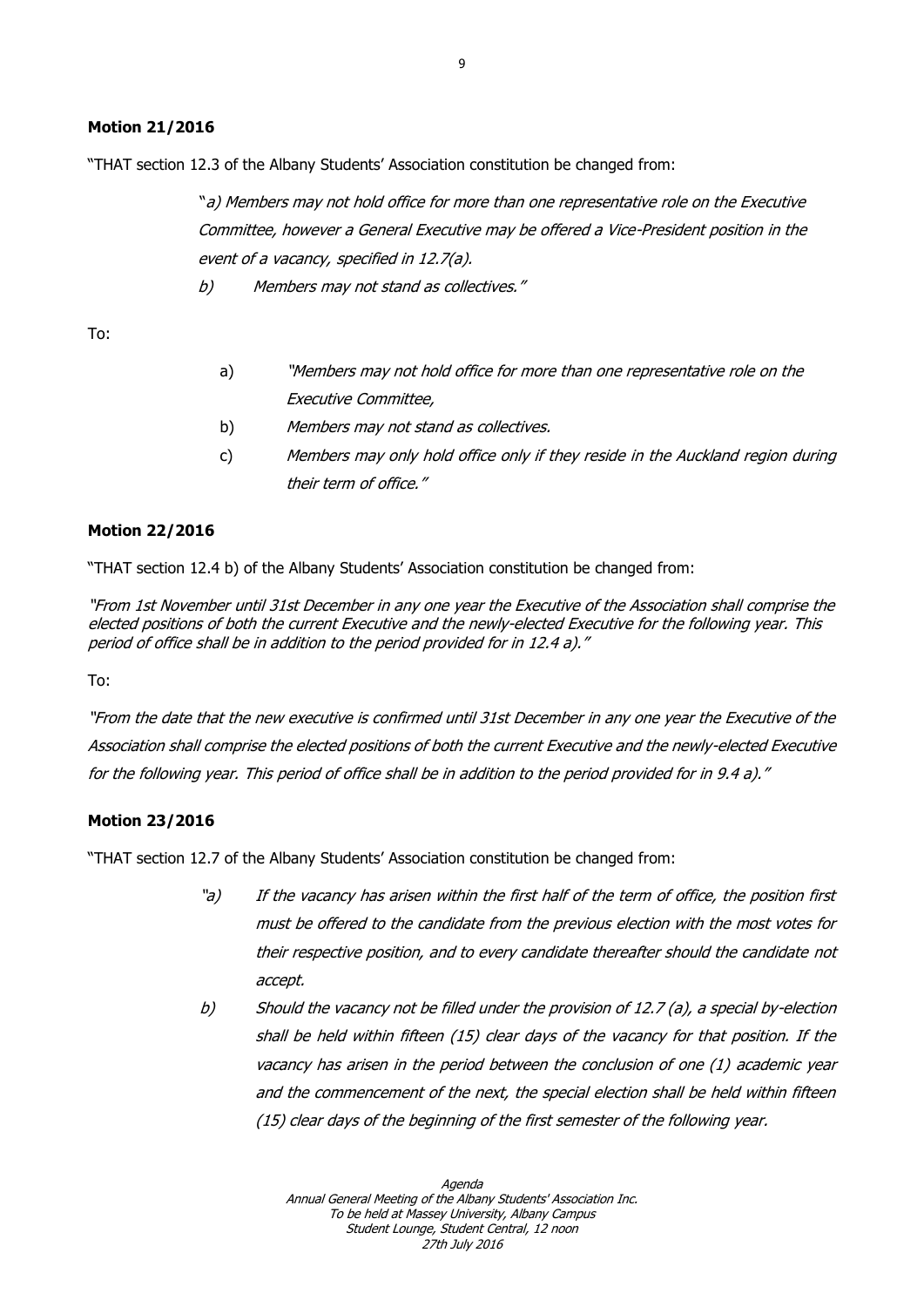**Motion 21/2016**

"THAT section 12.3 of the Albany Students' Association constitution be changed from:

> "*a) Members may not hold office for more than one representative role on the Executive Committee, however a General Executive may be offered a Vice-President position in the event of a vacancy, specified in 12.7(a).*
>
> *b) Members may not stand as collectives."*

To:

> a) *"Members may not hold office for more than one representative role on the Executive Committee,*
>
> b) *Members may not stand as collectives.*
>
> c) *Members may only hold office only if they reside in the Auckland region during their term of office."*

**Motion 22/2016**

"THAT section 12.4 b) of the Albany Students' Association constitution be changed from:

*"From 1st November until 31st December in any one year the Executive of the Association shall comprise the elected positions of both the current Executive and the newly-elected Executive for the following year. This period of office shall be in addition to the period provided for in 12.4 a)."*

To:

*"From the date that the new executive is confirmed until 31st December in any one year the Executive of the Association shall comprise the elected positions of both the current Executive and the newly-elected Executive for the following year. This period of office shall be in addition to the period provided for in 9.4 a)."*

**Motion 23/2016**

"THAT section 12.7 of the Albany Students' Association constitution be changed from:

> *"a) If the vacancy has arisen within the first half of the term of office, the position first must be offered to the candidate from the previous election with the most votes for their respective position, and to every candidate thereafter should the candidate not accept.*
>
> *b) Should the vacancy not be filled under the provision of 12.7 (a), a special by-election shall be held within fifteen (15) clear days of the vacancy for that position. If the vacancy has arisen in the period between the conclusion of one (1) academic year and the commencement of the next, the special election shall be held within fifteen (15) clear days of the beginning of the first semester of the following year.*

*Agenda*
*Annual General Meeting of the Albany Students' Association Inc.*
*To be held at Massey University, Albany Campus*
*Student Lounge, Student Central, 12 noon*
*27th July 2016*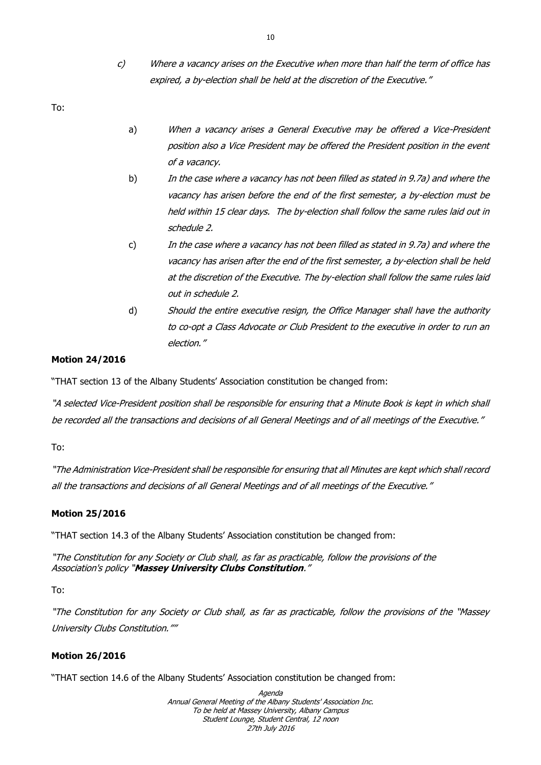c) *Where a vacancy arises on the Executive when more than half the term of office has expired, a by-election shall be held at the discretion of the Executive."*

To:

a) *When a vacancy arises a General Executive may be offered a Vice-President position also a Vice President may be offered the President position in the event of a vacancy.*

b) *In the case where a vacancy has not been filled as stated in 9.7a) and where the vacancy has arisen before the end of the first semester, a by-election must be held within 15 clear days. The by-election shall follow the same rules laid out in schedule 2.*

c) *In the case where a vacancy has not been filled as stated in 9.7a) and where the vacancy has arisen after the end of the first semester, a by-election shall be held at the discretion of the Executive. The by-election shall follow the same rules laid out in schedule 2.*

d) *Should the entire executive resign, the Office Manager shall have the authority to co-opt a Class Advocate or Club President to the executive in order to run an election."*

**Motion 24/2016**

"THAT section 13 of the Albany Students' Association constitution be changed from:

*"A selected Vice-President position shall be responsible for ensuring that a Minute Book is kept in which shall be recorded all the transactions and decisions of all General Meetings and of all meetings of the Executive."*

To:

*"The Administration Vice-President shall be responsible for ensuring that all Minutes are kept which shall record all the transactions and decisions of all General Meetings and of all meetings of the Executive."*

**Motion 25/2016**

"THAT section 14.3 of the Albany Students' Association constitution be changed from:

*"The Constitution for any Society or Club shall, as far as practicable, follow the provisions of the Association's policy "**Massey University Clubs Constitution**."*

To:

*"The Constitution for any Society or Club shall, as far as practicable, follow the provisions of the "Massey University Clubs Constitution.""*

**Motion 26/2016**

"THAT section 14.6 of the Albany Students' Association constitution be changed from: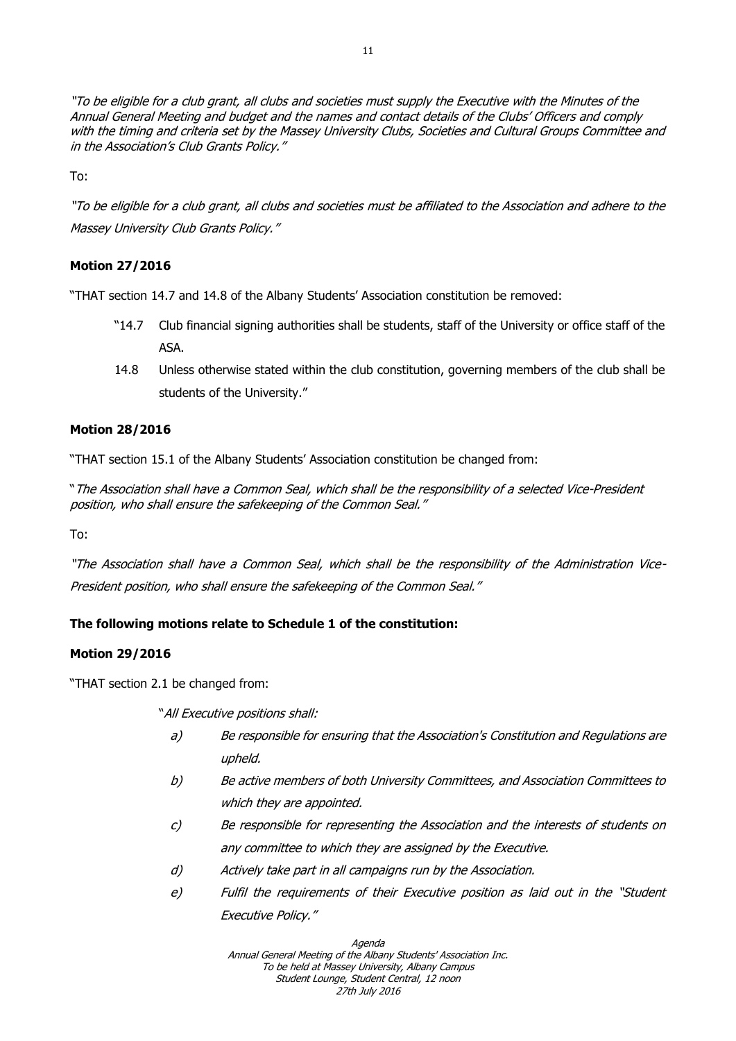*"To be eligible for a club grant, all clubs and societies must supply the Executive with the Minutes of the Annual General Meeting and budget and the names and contact details of the Clubs' Officers and comply with the timing and criteria set by the Massey University Clubs, Societies and Cultural Groups Committee and in the Association's Club Grants Policy."*

To:

*"To be eligible for a club grant, all clubs and societies must be affiliated to the Association and adhere to the Massey University Club Grants Policy."*

**Motion 27/2016**

"THAT section 14.7 and 14.8 of the Albany Students' Association constitution be removed:

"14.7 Club financial signing authorities shall be students, staff of the University or office staff of the ASA.

14.8 Unless otherwise stated within the club constitution, governing members of the club shall be students of the University."

**Motion 28/2016**

"THAT section 15.1 of the Albany Students' Association constitution be changed from:

"*The Association shall have a Common Seal, which shall be the responsibility of a selected Vice-President position, who shall ensure the safekeeping of the Common Seal."*

To:

*"The Association shall have a Common Seal, which shall be the responsibility of the Administration Vice-President position, who shall ensure the safekeeping of the Common Seal."*

**The following motions relate to Schedule 1 of the constitution:**

**Motion 29/2016**

"THAT section 2.1 be changed from:

"*All Executive positions shall:*

- *a) Be responsible for ensuring that the Association's Constitution and Regulations are upheld.*
- *b) Be active members of both University Committees, and Association Committees to which they are appointed.*
- *c) Be responsible for representing the Association and the interests of students on any committee to which they are assigned by the Executive.*
- *d) Actively take part in all campaigns run by the Association.*
- *e) Fulfil the requirements of their Executive position as laid out in the "Student Executive Policy."*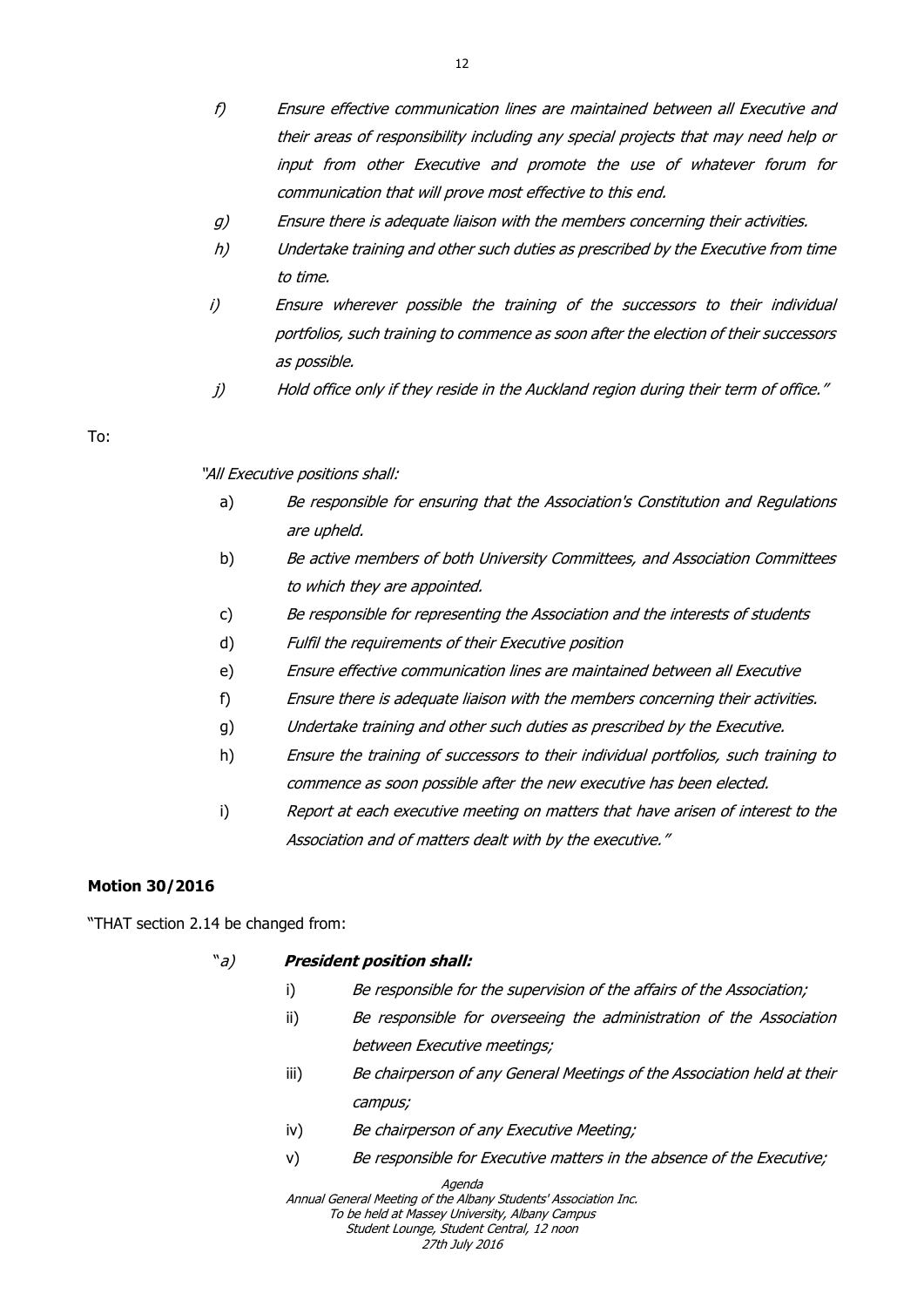*f) Ensure effective communication lines are maintained between all Executive and their areas of responsibility including any special projects that may need help or input from other Executive and promote the use of whatever forum for communication that will prove most effective to this end.*

*g) Ensure there is adequate liaison with the members concerning their activities.*

*h) Undertake training and other such duties as prescribed by the Executive from time to time.*

*i) Ensure wherever possible the training of the successors to their individual portfolios, such training to commence as soon after the election of their successors as possible.*

*j) Hold office only if they reside in the Auckland region during their term of office."*

To:

*"All Executive positions shall:*

a) *Be responsible for ensuring that the Association's Constitution and Regulations are upheld.*

b) *Be active members of both University Committees, and Association Committees to which they are appointed.*

c) *Be responsible for representing the Association and the interests of students*

d) *Fulfil the requirements of their Executive position*

e) *Ensure effective communication lines are maintained between all Executive*

f) *Ensure there is adequate liaison with the members concerning their activities.*

g) *Undertake training and other such duties as prescribed by the Executive.*

h) *Ensure the training of successors to their individual portfolios, such training to commence as soon possible after the new executive has been elected.*

i) *Report at each executive meeting on matters that have arisen of interest to the Association and of matters dealt with by the executive."*

**Motion 30/2016**

"THAT section 2.14 be changed from:

"*a)* ***President position shall:***

i) *Be responsible for the supervision of the affairs of the Association;*

ii) *Be responsible for overseeing the administration of the Association between Executive meetings;*

iii) *Be chairperson of any General Meetings of the Association held at their campus;*

iv) *Be chairperson of any Executive Meeting;*

v) *Be responsible for Executive matters in the absence of the Executive;*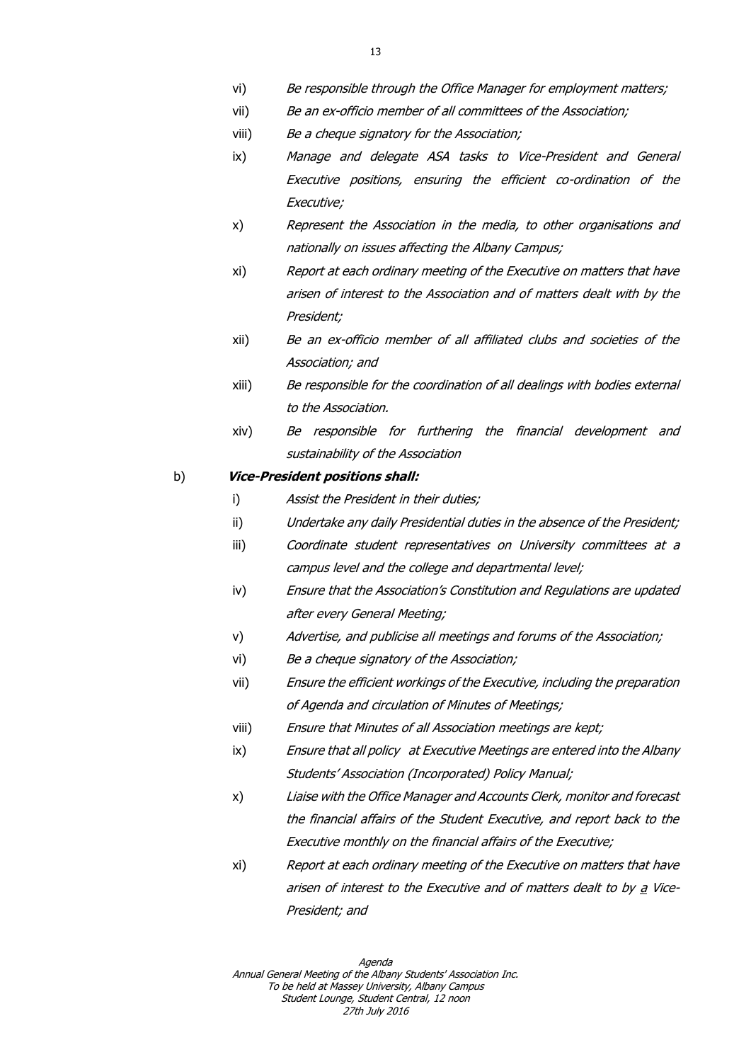vi) *Be responsible through the Office Manager for employment matters;*

vii) *Be an ex-officio member of all committees of the Association;*

viii) *Be a cheque signatory for the Association;*

ix) *Manage and delegate ASA tasks to Vice-President and General Executive positions, ensuring the efficient co-ordination of the Executive;*

x) *Represent the Association in the media, to other organisations and nationally on issues affecting the Albany Campus;*

xi) *Report at each ordinary meeting of the Executive on matters that have arisen of interest to the Association and of matters dealt with by the President;*

xii) *Be an ex-officio member of all affiliated clubs and societies of the Association; and*

xiii) *Be responsible for the coordination of all dealings with bodies external to the Association.*

xiv) *Be responsible for furthering the financial development and sustainability of the Association*

b) ***Vice-President positions shall:***

i) *Assist the President in their duties;*

ii) *Undertake any daily Presidential duties in the absence of the President;*

iii) *Coordinate student representatives on University committees at a campus level and the college and departmental level;*

iv) *Ensure that the Association's Constitution and Regulations are updated after every General Meeting;*

v) *Advertise, and publicise all meetings and forums of the Association;*

vi) *Be a cheque signatory of the Association;*

vii) *Ensure the efficient workings of the Executive, including the preparation of Agenda and circulation of Minutes of Meetings;*

viii) *Ensure that Minutes of all Association meetings are kept;*

ix) *Ensure that all policy at Executive Meetings are entered into the Albany Students' Association (Incorporated) Policy Manual;*

x) *Liaise with the Office Manager and Accounts Clerk, monitor and forecast the financial affairs of the Student Executive, and report back to the Executive monthly on the financial affairs of the Executive;*

xi) *Report at each ordinary meeting of the Executive on matters that have arisen of interest to the Executive and of matters dealt to by a Vice-President; and*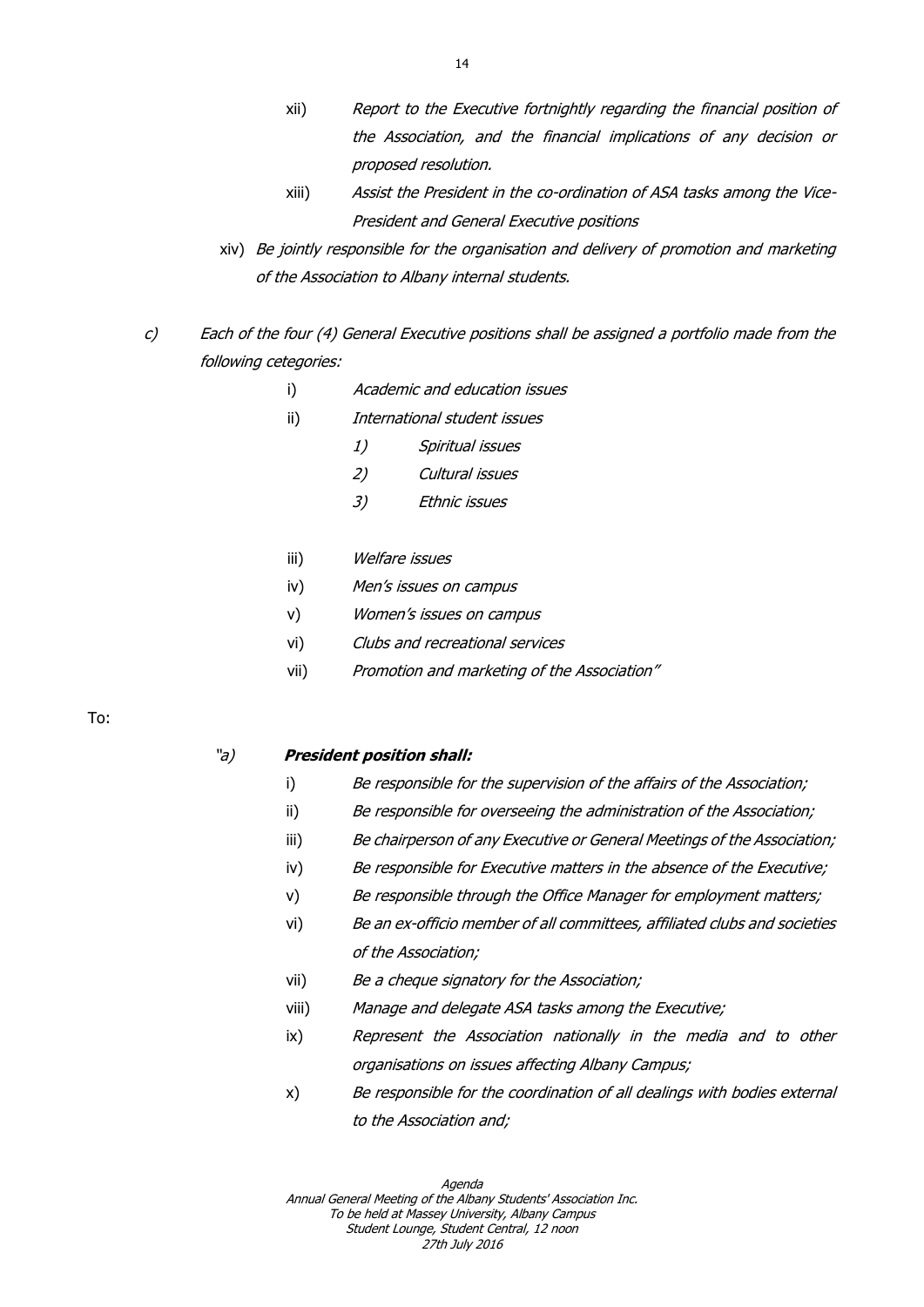xii) *Report to the Executive fortnightly regarding the financial position of the Association, and the financial implications of any decision or proposed resolution.*

xiii) *Assist the President in the co-ordination of ASA tasks among the Vice-President and General Executive positions*

xiv) *Be jointly responsible for the organisation and delivery of promotion and marketing of the Association to Albany internal students.*

c) *Each of the four (4) General Executive positions shall be assigned a portfolio made from the following cetegories:*

i) *Academic and education issues*

ii) *International student issues*

1) *Spiritual issues*

2) *Cultural issues*

3) *Ethnic issues*

iii) *Welfare issues*

iv) *Men's issues on campus*

v) *Women's issues on campus*

vi) *Clubs and recreational services*

vii) *Promotion and marketing of the Association"*

To:

*"a)* ***President position shall:***

i) *Be responsible for the supervision of the affairs of the Association;*

ii) *Be responsible for overseeing the administration of the Association;*

iii) *Be chairperson of any Executive or General Meetings of the Association;*

iv) *Be responsible for Executive matters in the absence of the Executive;*

v) *Be responsible through the Office Manager for employment matters;*

vi) *Be an ex-officio member of all committees, affiliated clubs and societies of the Association;*

vii) *Be a cheque signatory for the Association;*

viii) *Manage and delegate ASA tasks among the Executive;*

ix) *Represent the Association nationally in the media and to other organisations on issues affecting Albany Campus;*

x) *Be responsible for the coordination of all dealings with bodies external to the Association and;*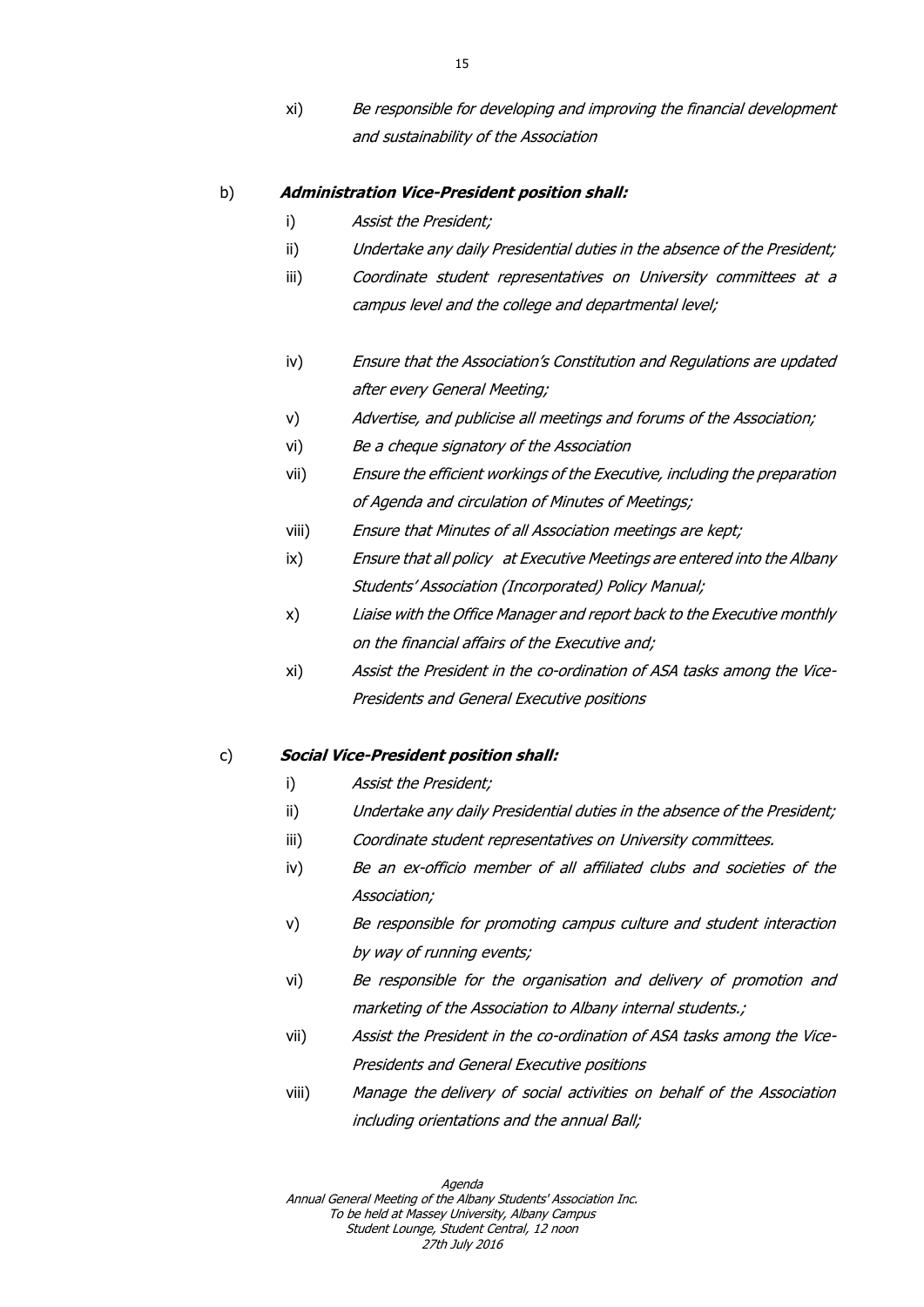xi) *Be responsible for developing and improving the financial development and sustainability of the Association*

b) ***Administration Vice-President position shall:***

i) *Assist the President;*

ii) *Undertake any daily Presidential duties in the absence of the President;*

iii) *Coordinate student representatives on University committees at a campus level and the college and departmental level;*

iv) *Ensure that the Association's Constitution and Regulations are updated after every General Meeting;*

v) *Advertise, and publicise all meetings and forums of the Association;*

vi) *Be a cheque signatory of the Association*

vii) *Ensure the efficient workings of the Executive, including the preparation of Agenda and circulation of Minutes of Meetings;*

viii) *Ensure that Minutes of all Association meetings are kept;*

ix) *Ensure that all policy at Executive Meetings are entered into the Albany Students' Association (Incorporated) Policy Manual;*

x) *Liaise with the Office Manager and report back to the Executive monthly on the financial affairs of the Executive and;*

xi) *Assist the President in the co-ordination of ASA tasks among the Vice-Presidents and General Executive positions*

c) ***Social Vice-President position shall:***

i) *Assist the President;*

ii) *Undertake any daily Presidential duties in the absence of the President;*

iii) *Coordinate student representatives on University committees.*

iv) *Be an ex-officio member of all affiliated clubs and societies of the Association;*

v) *Be responsible for promoting campus culture and student interaction by way of running events;*

vi) *Be responsible for the organisation and delivery of promotion and marketing of the Association to Albany internal students.;*

vii) *Assist the President in the co-ordination of ASA tasks among the Vice-Presidents and General Executive positions*

viii) *Manage the delivery of social activities on behalf of the Association including orientations and the annual Ball;*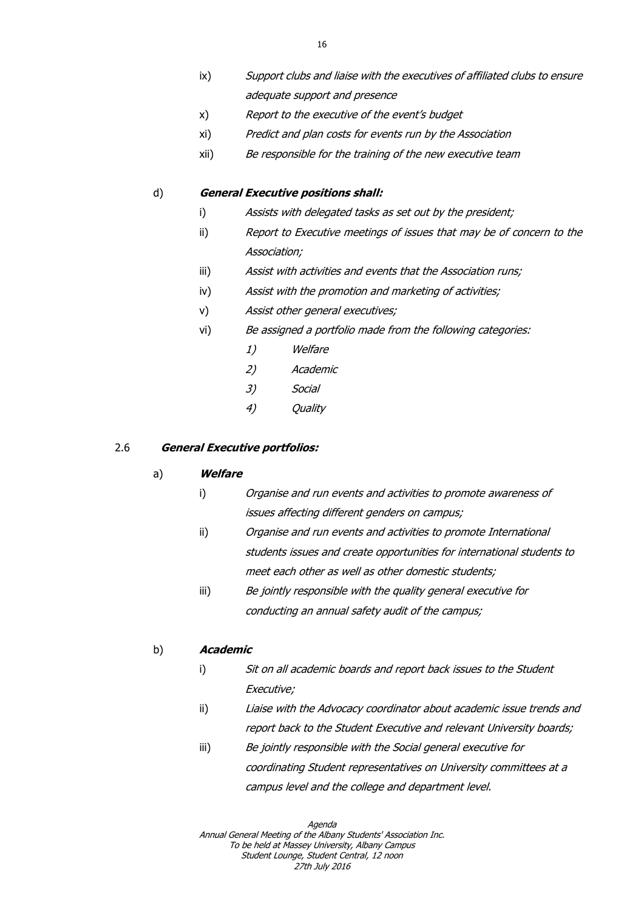ix) *Support clubs and liaise with the executives of affiliated clubs to ensure adequate support and presence*

x) *Report to the executive of the event's budget*

xi) *Predict and plan costs for events run by the Association*

xii) *Be responsible for the training of the new executive team*

d) ***General Executive positions shall:***

i) *Assists with delegated tasks as set out by the president;*

ii) *Report to Executive meetings of issues that may be of concern to the Association;*

iii) *Assist with activities and events that the Association runs;*

iv) *Assist with the promotion and marketing of activities;*

v) *Assist other general executives;*

vi) *Be assigned a portfolio made from the following categories:*

*1) Welfare*

*2) Academic*

*3) Social*

*4) Quality*

2.6 ***General Executive portfolios:***

a) ***Welfare***

i) *Organise and run events and activities to promote awareness of issues affecting different genders on campus;*

ii) *Organise and run events and activities to promote International students issues and create opportunities for international students to meet each other as well as other domestic students;*

iii) *Be jointly responsible with the quality general executive for conducting an annual safety audit of the campus;*

b) ***Academic***

i) *Sit on all academic boards and report back issues to the Student Executive;*

ii) *Liaise with the Advocacy coordinator about academic issue trends and report back to the Student Executive and relevant University boards;*

iii) *Be jointly responsible with the Social general executive for coordinating Student representatives on University committees at a campus level and the college and department level.*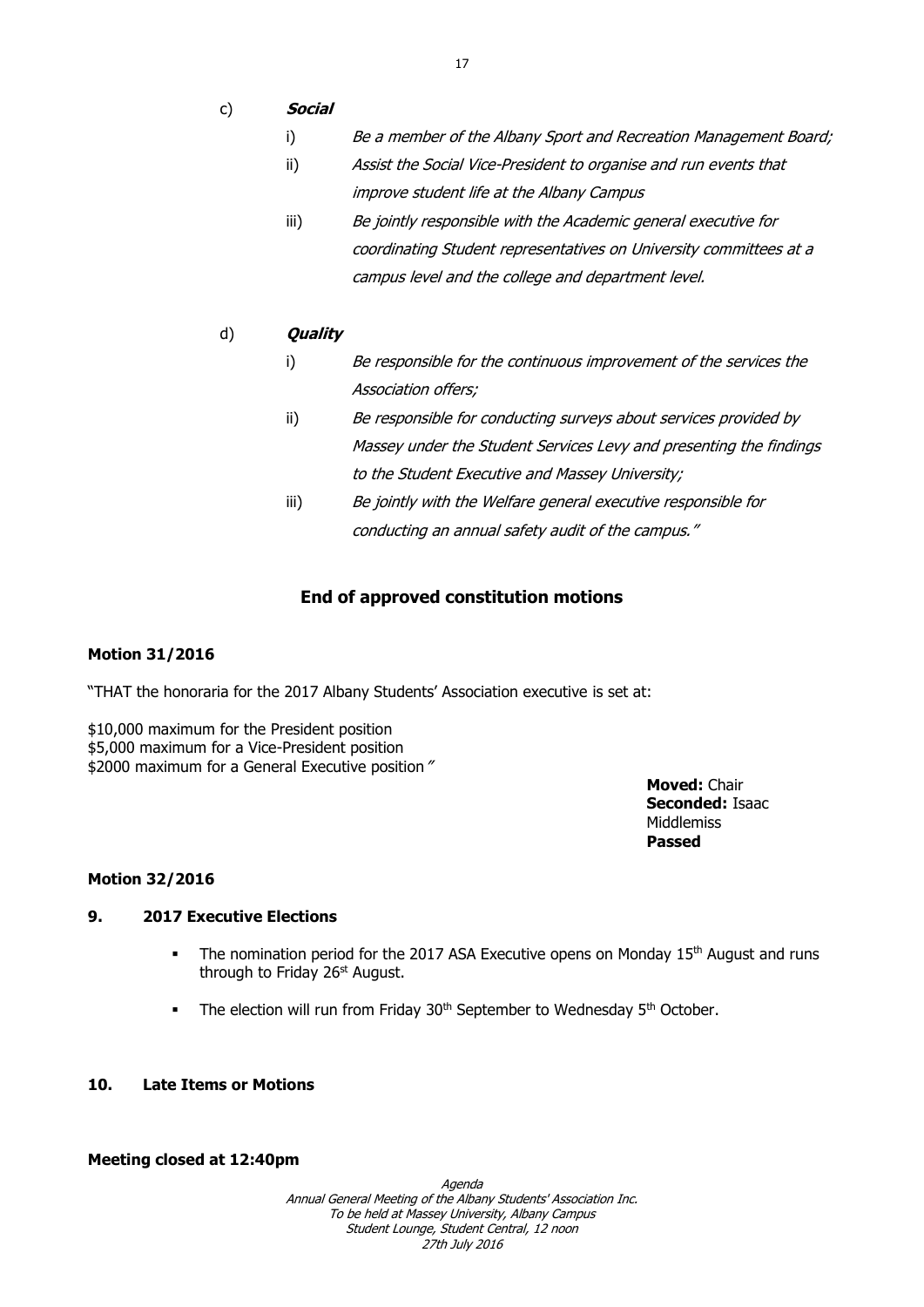c) ***Social***

- i) *Be a member of the Albany Sport and Recreation Management Board;*
- ii) *Assist the Social Vice-President to organise and run events that improve student life at the Albany Campus*
- iii) *Be jointly responsible with the Academic general executive for coordinating Student representatives on University committees at a campus level and the college and department level.*

d) ***Quality***

- i) *Be responsible for the continuous improvement of the services the Association offers;*
- ii) *Be responsible for conducting surveys about services provided by Massey under the Student Services Levy and presenting the findings to the Student Executive and Massey University;*
- iii) *Be jointly with the Welfare general executive responsible for conducting an annual safety audit of the campus."*

## End of approved constitution motions

**Motion 31/2016**

"THAT the honoraria for the 2017 Albany Students' Association executive is set at:

$10,000 maximum for the President position
$5,000 maximum for a Vice-President position
$2000 maximum for a General Executive position*"*

**Moved:** Chair
**Seconded:** Isaac Middlemiss
**Passed**

**Motion 32/2016**

### 9. 2017 Executive Elections

- The nomination period for the 2017 ASA Executive opens on Monday 15th August and runs through to Friday 26st August.
- The election will run from Friday 30th September to Wednesday 5th October.

### 10. Late Items or Motions

**Meeting closed at 12:40pm**

*Agenda*
*Annual General Meeting of the Albany Students' Association Inc.*
*To be held at Massey University, Albany Campus*
*Student Lounge, Student Central, 12 noon*
*27th July 2016*